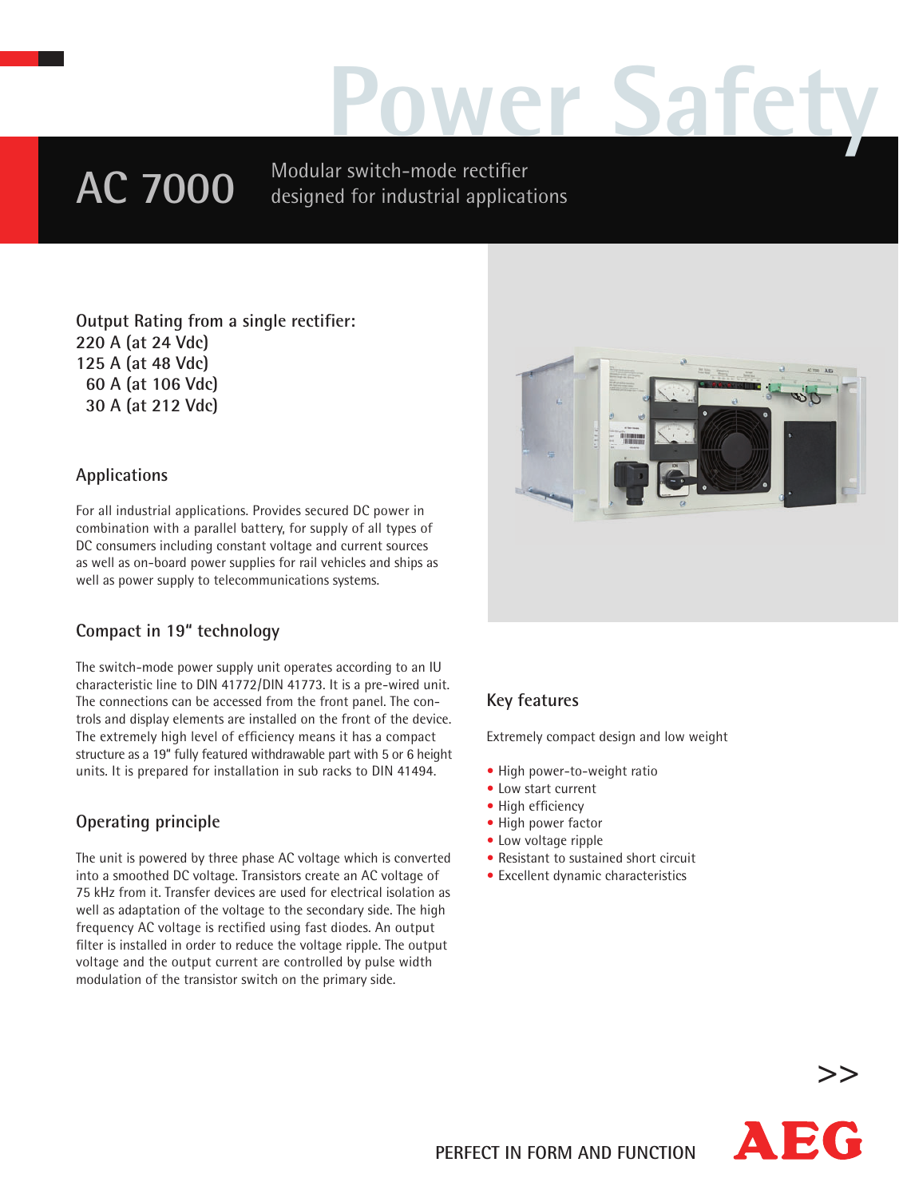# Power Safety

## AC 7000

Modular switch-mode rectifier designed for industrial applications

**Output Rating from a single rectifier:**
**220 A (at 24 Vdc)**
**125 A (at 48 Vdc)**
**60 A (at 106 Vdc)**
**30 A (at 212 Vdc)**

### Applications

For all industrial applications. Provides secured DC power in combination with a parallel battery, for supply of all types of DC consumers including constant voltage and current sources as well as on-board power supplies for rail vehicles and ships as well as power supply to telecommunications systems.

### Compact in 19" technology

The switch-mode power supply unit operates according to an IU characteristic line to DIN 41772/DIN 41773. It is a pre-wired unit. The connections can be accessed from the front panel. The controls and display elements are installed on the front of the device. The extremely high level of efficiency means it has a compact structure as a 19" fully featured withdrawable part with 5 or 6 height units. It is prepared for installation in sub racks to DIN 41494.

### Operating principle

The unit is powered by three phase AC voltage which is converted into a smoothed DC voltage. Transistors create an AC voltage of 75 kHz from it. Transfer devices are used for electrical isolation as well as adaptation of the voltage to the secondary side. The high frequency AC voltage is rectified using fast diodes. An output filter is installed in order to reduce the voltage ripple. The output voltage and the output current are controlled by pulse width modulation of the transistor switch on the primary side.

### Key features

Extremely compact design and low weight

- High power-to-weight ratio
- Low start current
- High efficiency
- High power factor
- Low voltage ripple
- Resistant to sustained short circuit
- Excellent dynamic characteristics

>>

PERFECT IN FORM AND FUNCTION

AEG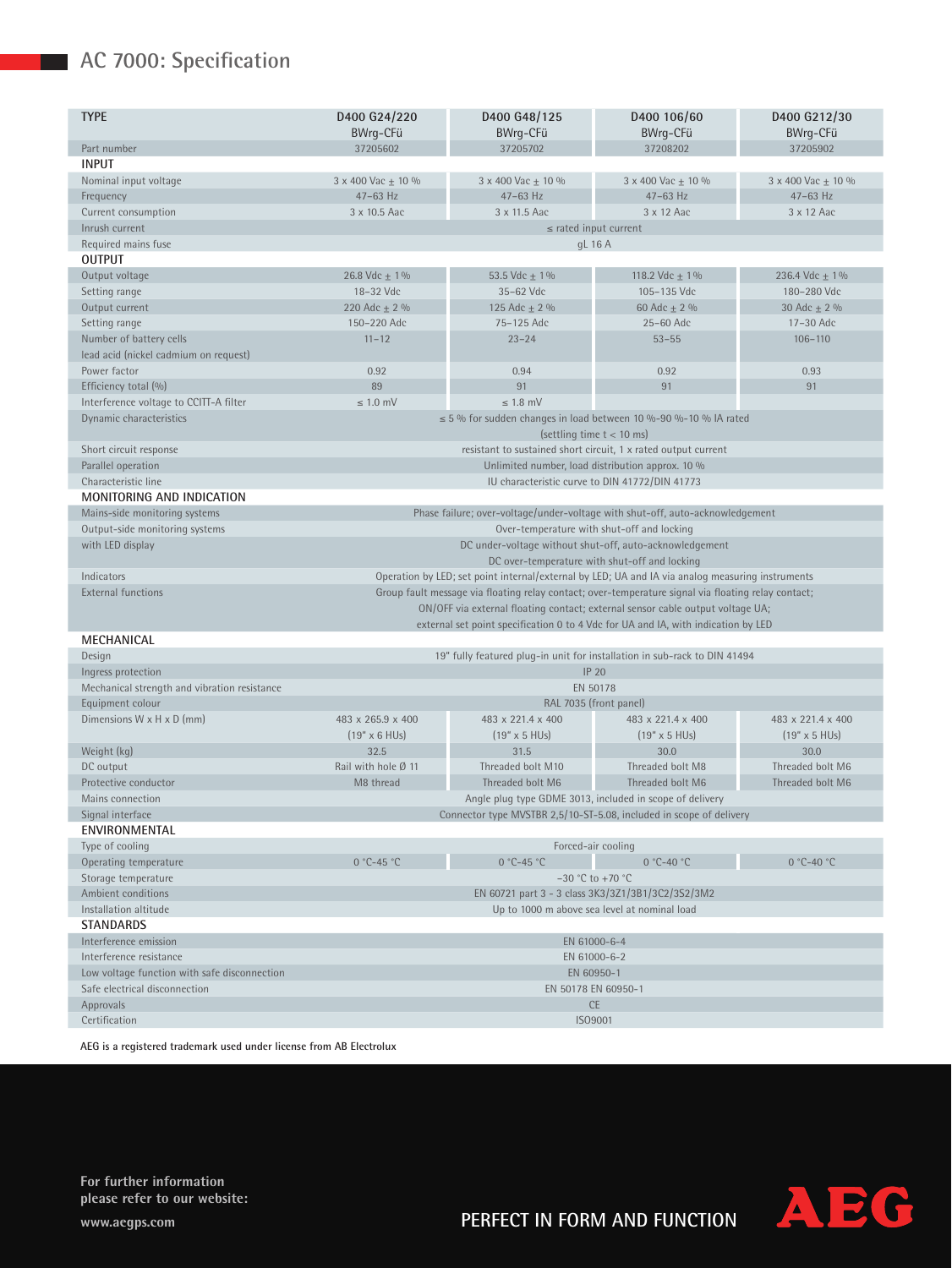# AC 7000: Specification

| TYPE | D400 G24/220 BWrg-CFü | D400 G48/125 BWrg-CFü | D400 106/60 BWrg-CFü | D400 G212/30 BWrg-CFü |
|---|---|---|---|---|
| Part number | 37205602 | 37205702 | 37208202 | 37205902 |
| **INPUT** | | | | |
| Nominal input voltage | 3 x 400 Vac ± 10 % | 3 x 400 Vac ± 10 % | 3 x 400 Vac ± 10 % | 3 x 400 Vac ± 10 % |
| Frequency | 47–63 Hz | 47–63 Hz | 47–63 Hz | 47–63 Hz |
| Current consumption | 3 x 10.5 Aac | 3 x 11.5 Aac | 3 x 12 Aac | 3 x 12 Aac |
| Inrush current | ≤ rated input current | | | |
| Required mains fuse | gL 16 A | | | |
| **OUTPUT** | | | | |
| Output voltage | 26.8 Vdc ± 1 % | 53.5 Vdc ± 1 % | 118.2 Vdc ± 1 % | 236.4 Vdc ± 1 % |
| Setting range | 18–32 Vdc | 35–62 Vdc | 105–135 Vdc | 180–280 Vdc |
| Output current | 220 Adc ± 2 % | 125 Adc ± 2 % | 60 Adc ± 2 % | 30 Adc ± 2 % |
| Setting range | 150–220 Adc | 75–125 Adc | 25–60 Adc | 17–30 Adc |
| Number of battery cells lead acid (nickel cadmium on request) | 11–12 | 23–24 | 53–55 | 106–110 |
| Power factor | 0.92 | 0.94 | 0.92 | 0.93 |
| Efficiency total (%) | 89 | 91 | 91 | 91 |
| Interference voltage to CCITT-A filter | ≤ 1.0 mV | ≤ 1.8 mV | | |
| Dynamic characteristics | ≤ 5 % for sudden changes in load between 10 %-90 %-10 % IA rated (settling time t < 10 ms) | | | |
| Short circuit response | resistant to sustained short circuit, 1 x rated output current | | | |
| Parallel operation | Unlimited number, load distribution approx. 10 % | | | |
| Characteristic line | IU characteristic curve to DIN 41772/DIN 41773 | | | |
| **MONITORING AND INDICATION** | | | | |
| Mains-side monitoring systems | Phase failure; over-voltage/under-voltage with shut-off, auto-acknowledgement | | | |
| Output-side monitoring systems with LED display | Over-temperature with shut-off and locking; DC under-voltage without shut-off, auto-acknowledgement; DC over-temperature with shut-off and locking | | | |
| Indicators | Operation by LED; set point internal/external by LED; UA and IA via analog measuring instruments | | | |
| External functions | Group fault message via floating relay contact; over-temperature signal via floating relay contact; ON/OFF via external floating contact; external sensor cable output voltage UA; external set point specification 0 to 4 Vdc for UA and IA, with indication by LED | | | |
| **MECHANICAL** | | | | |
| Design | 19" fully featured plug-in unit for installation in sub-rack to DIN 41494 | | | |
| Ingress protection | IP 20 | | | |
| Mechanical strength and vibration resistance | EN 50178 | | | |
| Equipment colour | RAL 7035 (front panel) | | | |
| Dimensions W x H x D (mm) | 483 x 265.9 x 400 (19" x 6 HUs) | 483 x 221.4 x 400 (19" x 5 HUs) | 483 x 221.4 x 400 (19" x 5 HUs) | 483 x 221.4 x 400 (19" x 5 HUs) |
| Weight (kg) | 32.5 | 31.5 | 30.0 | 30.0 |
| DC output | Rail with hole Ø 11 | Threaded bolt M10 | Threaded bolt M8 | Threaded bolt M6 |
| Protective conductor | M8 thread | Threaded bolt M6 | Threaded bolt M6 | Threaded bolt M6 |
| Mains connection | Angle plug type GDME 3013, included in scope of delivery | | | |
| Signal interface | Connector type MVSTBR 2,5/10-ST-5.08, included in scope of delivery | | | |
| **ENVIRONMENTAL** | | | | |
| Type of cooling | Forced-air cooling | | | |
| Operating temperature | 0 °C-45 °C | 0 °C-45 °C | 0 °C-40 °C | 0 °C-40 °C |
| Storage temperature | –30 °C to +70 °C | | | |
| Ambient conditions | EN 60721 part 3 - 3 class 3K3/3Z1/3B1/3C2/3S2/3M2 | | | |
| Installation altitude | Up to 1000 m above sea level at nominal load | | | |
| **STANDARDS** | | | | |
| Interference emission | EN 61000-6-4 | | | |
| Interference resistance | EN 61000-6-2 | | | |
| Low voltage function with safe disconnection | EN 60950-1 | | | |
| Safe electrical disconnection | EN 50178 EN 60950-1 | | | |
| Approvals | CE | | | |
| Certification | ISO9001 | | | |

AEG is a registered trademark used under license from AB Electrolux

**For further information please refer to our website:**

**www.aegps.com**

PERFECT IN FORM AND FUNCTION

AEG